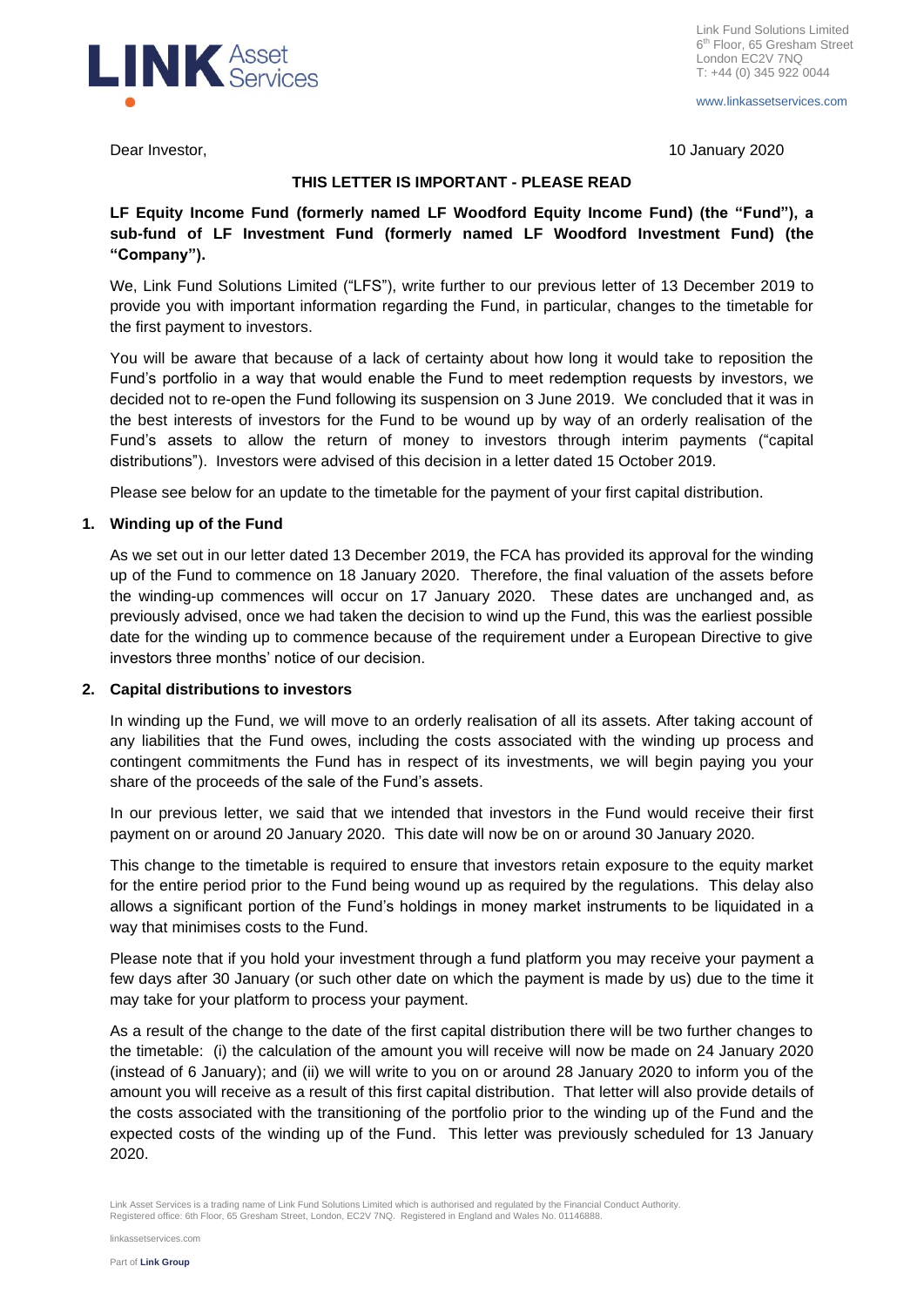Link Fund Solutions Limited
6th Floor, 65 Gresham Street
London EC2V 7NQ
T: +44 (0) 345 922 0044

www.linkassetservices.com

Dear Investor,

10 January 2020

**THIS LETTER IS IMPORTANT - PLEASE READ**

**LF Equity Income Fund (formerly named LF Woodford Equity Income Fund) (the "Fund"), a sub-fund of LF Investment Fund (formerly named LF Woodford Investment Fund) (the "Company").**

We, Link Fund Solutions Limited ("LFS"), write further to our previous letter of 13 December 2019 to provide you with important information regarding the Fund, in particular, changes to the timetable for the first payment to investors.

You will be aware that because of a lack of certainty about how long it would take to reposition the Fund's portfolio in a way that would enable the Fund to meet redemption requests by investors, we decided not to re-open the Fund following its suspension on 3 June 2019. We concluded that it was in the best interests of investors for the Fund to be wound up by way of an orderly realisation of the Fund's assets to allow the return of money to investors through interim payments ("capital distributions"). Investors were advised of this decision in a letter dated 15 October 2019.

Please see below for an update to the timetable for the payment of your first capital distribution.

**1. Winding up of the Fund**

As we set out in our letter dated 13 December 2019, the FCA has provided its approval for the winding up of the Fund to commence on 18 January 2020. Therefore, the final valuation of the assets before the winding-up commences will occur on 17 January 2020. These dates are unchanged and, as previously advised, once we had taken the decision to wind up the Fund, this was the earliest possible date for the winding up to commence because of the requirement under a European Directive to give investors three months' notice of our decision.

**2. Capital distributions to investors**

In winding up the Fund, we will move to an orderly realisation of all its assets. After taking account of any liabilities that the Fund owes, including the costs associated with the winding up process and contingent commitments the Fund has in respect of its investments, we will begin paying you your share of the proceeds of the sale of the Fund's assets.

In our previous letter, we said that we intended that investors in the Fund would receive their first payment on or around 20 January 2020. This date will now be on or around 30 January 2020.

This change to the timetable is required to ensure that investors retain exposure to the equity market for the entire period prior to the Fund being wound up as required by the regulations. This delay also allows a significant portion of the Fund's holdings in money market instruments to be liquidated in a way that minimises costs to the Fund.

Please note that if you hold your investment through a fund platform you may receive your payment a few days after 30 January (or such other date on which the payment is made by us) due to the time it may take for your platform to process your payment.

As a result of the change to the date of the first capital distribution there will be two further changes to the timetable: (i) the calculation of the amount you will receive will now be made on 24 January 2020 (instead of 6 January); and (ii) we will write to you on or around 28 January 2020 to inform you of the amount you will receive as a result of this first capital distribution. That letter will also provide details of the costs associated with the transitioning of the portfolio prior to the winding up of the Fund and the expected costs of the winding up of the Fund. This letter was previously scheduled for 13 January 2020.

Link Asset Services is a trading name of Link Fund Solutions Limited which is authorised and regulated by the Financial Conduct Authority. Registered office: 6th Floor, 65 Gresham Street, London, EC2V 7NQ. Registered in England and Wales No. 01146888.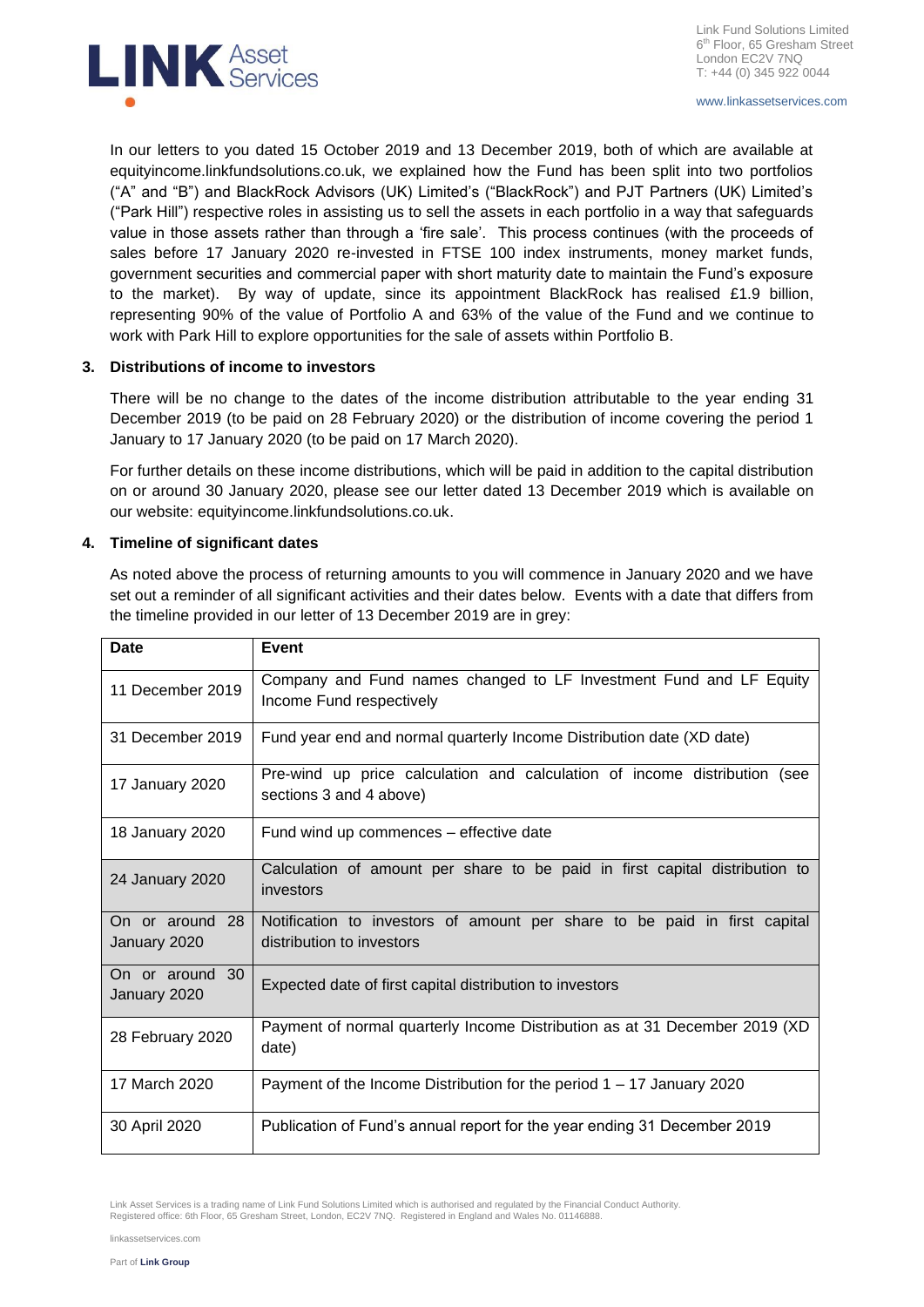In our letters to you dated 15 October 2019 and 13 December 2019, both of which are available at equityincome.linkfundsolutions.co.uk, we explained how the Fund has been split into two portfolios ("A" and "B") and BlackRock Advisors (UK) Limited's ("BlackRock") and PJT Partners (UK) Limited's ("Park Hill") respective roles in assisting us to sell the assets in each portfolio in a way that safeguards value in those assets rather than through a 'fire sale'. This process continues (with the proceeds of sales before 17 January 2020 re-invested in FTSE 100 index instruments, money market funds, government securities and commercial paper with short maturity date to maintain the Fund's exposure to the market). By way of update, since its appointment BlackRock has realised £1.9 billion, representing 90% of the value of Portfolio A and 63% of the value of the Fund and we continue to work with Park Hill to explore opportunities for the sale of assets within Portfolio B.

## 3. Distributions of income to investors

There will be no change to the dates of the income distribution attributable to the year ending 31 December 2019 (to be paid on 28 February 2020) or the distribution of income covering the period 1 January to 17 January 2020 (to be paid on 17 March 2020).

For further details on these income distributions, which will be paid in addition to the capital distribution on or around 30 January 2020, please see our letter dated 13 December 2019 which is available on our website: equityincome.linkfundsolutions.co.uk.

## 4. Timeline of significant dates

As noted above the process of returning amounts to you will commence in January 2020 and we have set out a reminder of all significant activities and their dates below. Events with a date that differs from the timeline provided in our letter of 13 December 2019 are in grey:

| Date | Event |
|---|---|
| 11 December 2019 | Company and Fund names changed to LF Investment Fund and LF Equity Income Fund respectively |
| 31 December 2019 | Fund year end and normal quarterly Income Distribution date (XD date) |
| 17 January 2020 | Pre-wind up price calculation and calculation of income distribution (see sections 3 and 4 above) |
| 18 January 2020 | Fund wind up commences – effective date |
| 24 January 2020 | Calculation of amount per share to be paid in first capital distribution to investors |
| On or around 28 January 2020 | Notification to investors of amount per share to be paid in first capital distribution to investors |
| On or around 30 January 2020 | Expected date of first capital distribution to investors |
| 28 February 2020 | Payment of normal quarterly Income Distribution as at 31 December 2019 (XD date) |
| 17 March 2020 | Payment of the Income Distribution for the period 1 – 17 January 2020 |
| 30 April 2020 | Publication of Fund's annual report for the year ending 31 December 2019 |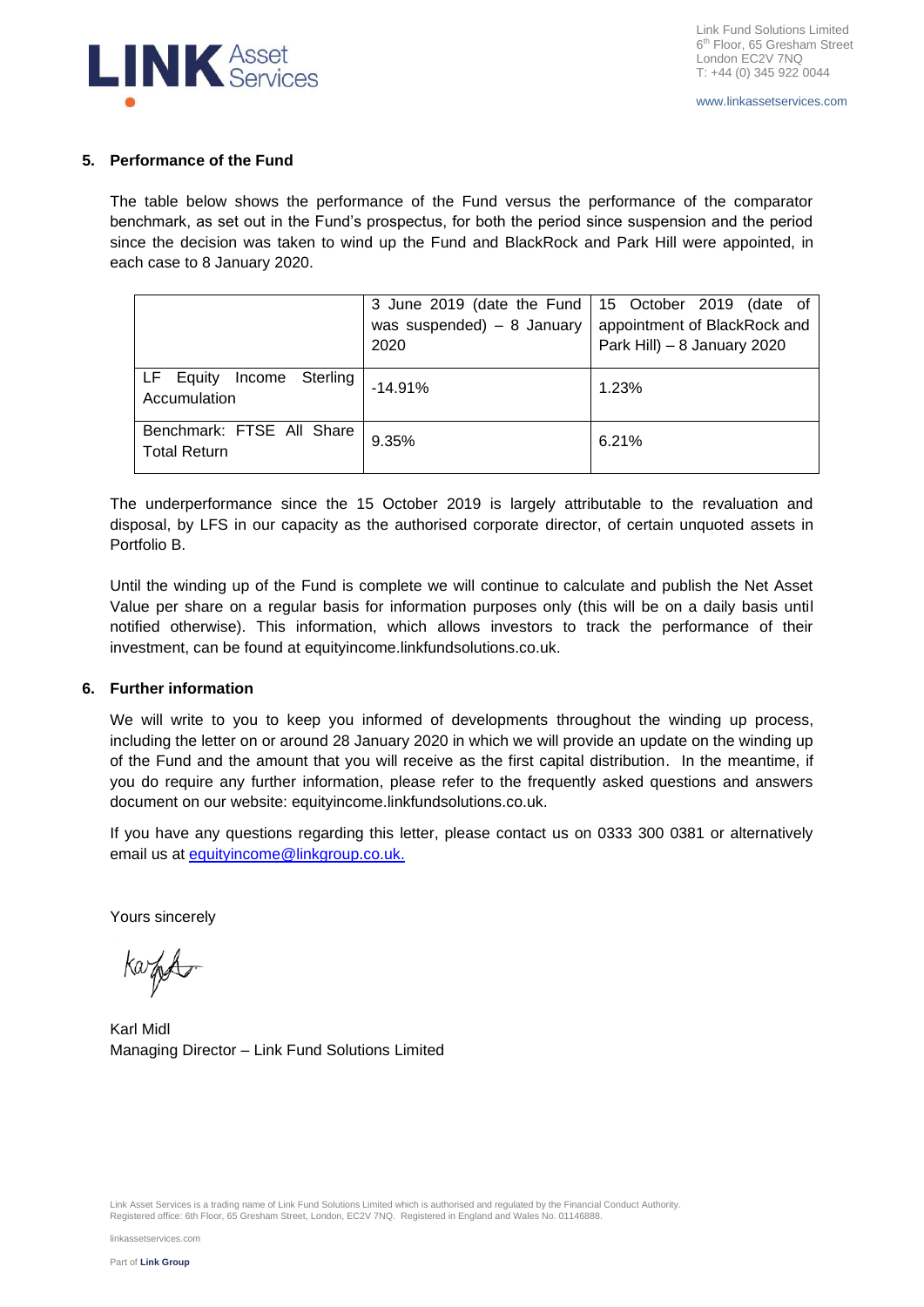## 5. Performance of the Fund

The table below shows the performance of the Fund versus the performance of the comparator benchmark, as set out in the Fund's prospectus, for both the period since suspension and the period since the decision was taken to wind up the Fund and BlackRock and Park Hill were appointed, in each case to 8 January 2020.

| | 3 June 2019 (date the Fund was suspended) – 8 January 2020 | 15 October 2019 (date of appointment of BlackRock and Park Hill) – 8 January 2020 |
|---|---|---|
| LF Equity Income Sterling Accumulation | -14.91% | 1.23% |
| Benchmark: FTSE All Share Total Return | 9.35% | 6.21% |

The underperformance since the 15 October 2019 is largely attributable to the revaluation and disposal, by LFS in our capacity as the authorised corporate director, of certain unquoted assets in Portfolio B.

Until the winding up of the Fund is complete we will continue to calculate and publish the Net Asset Value per share on a regular basis for information purposes only (this will be on a daily basis until notified otherwise). This information, which allows investors to track the performance of their investment, can be found at equityincome.linkfundsolutions.co.uk.

## 6. Further information

We will write to you to keep you informed of developments throughout the winding up process, including the letter on or around 28 January 2020 in which we will provide an update on the winding up of the Fund and the amount that you will receive as the first capital distribution. In the meantime, if you do require any further information, please refer to the frequently asked questions and answers document on our website: equityincome.linkfundsolutions.co.uk.

If you have any questions regarding this letter, please contact us on 0333 300 0381 or alternatively email us at equityincome@linkgroup.co.uk.

Yours sincerely

Karl Midl
Managing Director – Link Fund Solutions Limited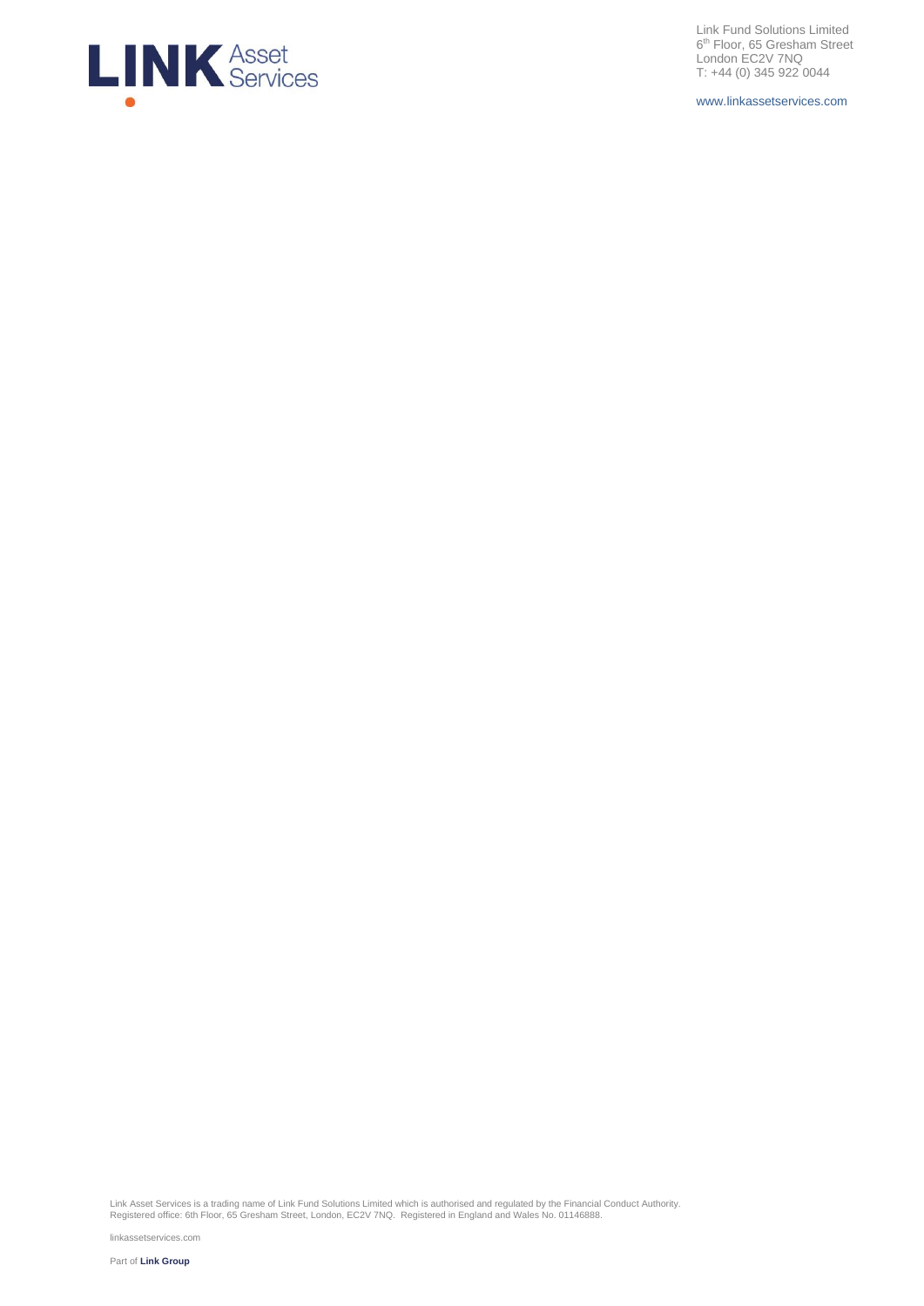LINK Asset Services

Link Fund Solutions Limited
6th Floor, 65 Gresham Street
London EC2V 7NQ
T: +44 (0) 345 922 0044

www.linkassetservices.com

Link Asset Services is a trading name of Link Fund Solutions Limited which is authorised and regulated by the Financial Conduct Authority.
Registered office: 6th Floor, 65 Gresham Street, London, EC2V 7NQ. Registered in England and Wales No. 01146888.

linkassetservices.com

Part of **Link Group**